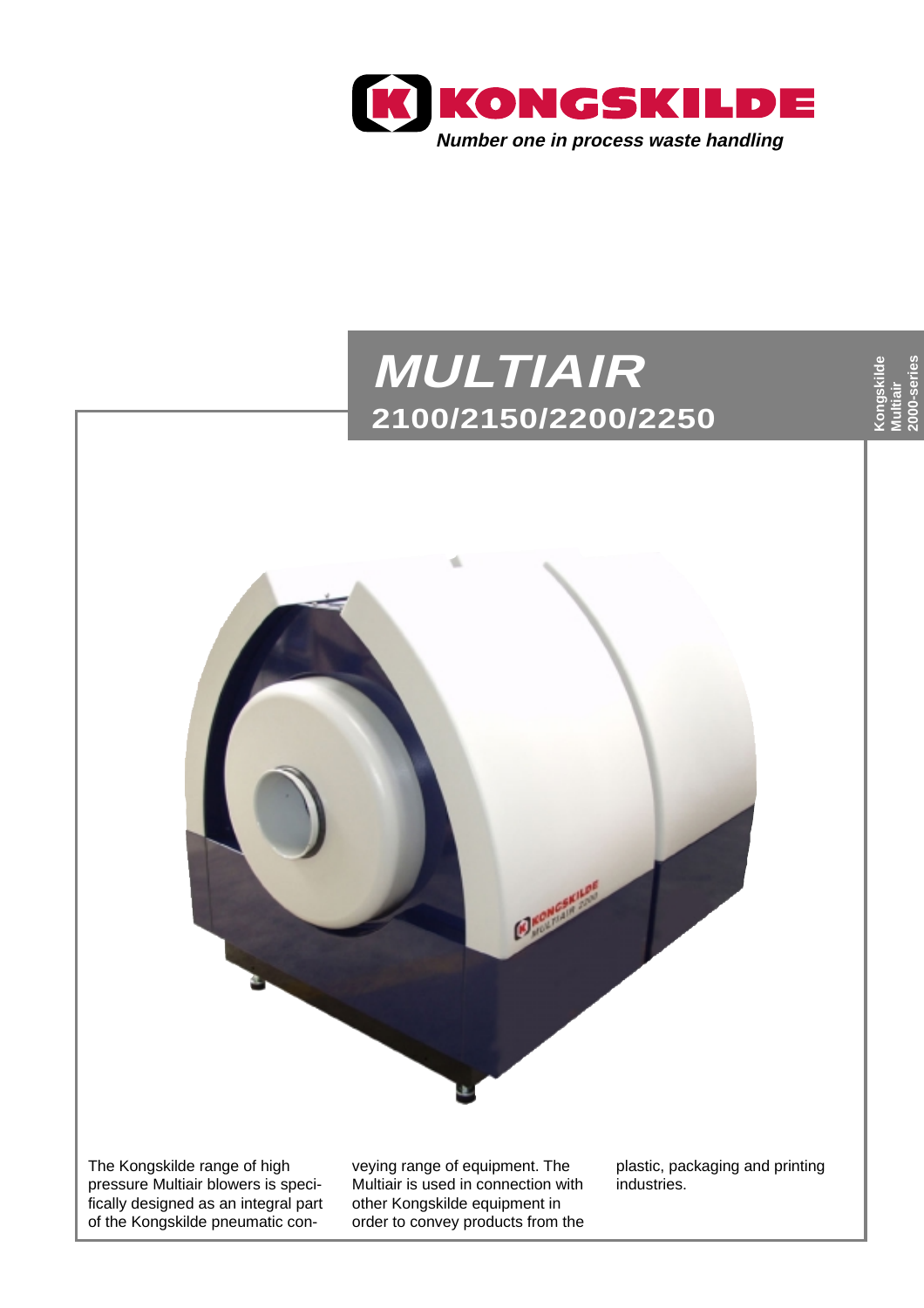**KONGSKILDE**

***Number one in process waste handling***

# *MULTIAIR*

## 2100/2150/2200/2250

Kongskilde
Multiair
2000-series

The Kongskilde range of high pressure Multiair blowers is specifically designed as an integral part of the Kongskilde pneumatic conveying range of equipment. The Multiair is used in connection with other Kongskilde equipment in order to convey products from the plastic, packaging and printing industries.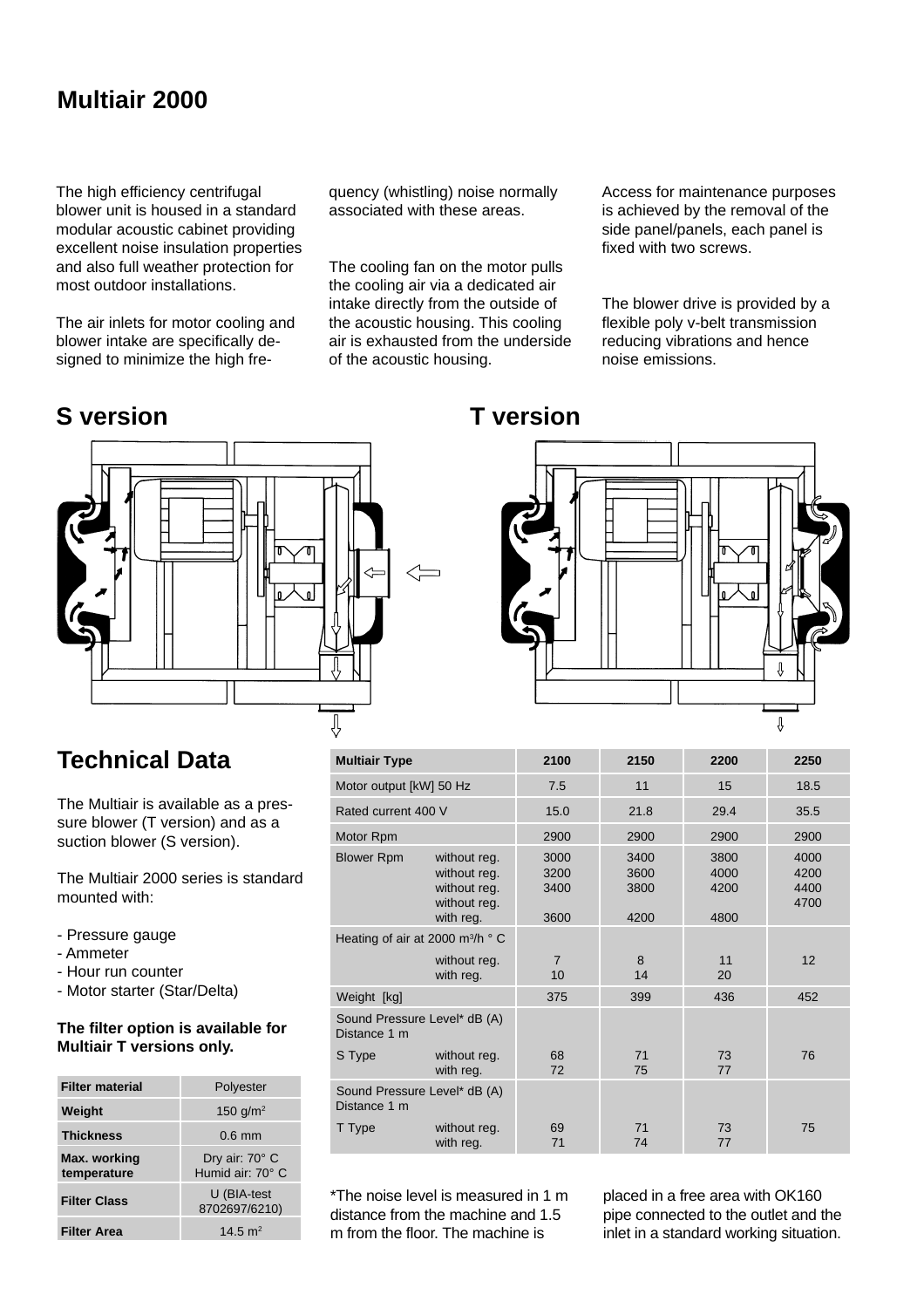# Multiair 2000

The high efficiency centrifugal blower unit is housed in a standard modular acoustic cabinet providing excellent noise insulation properties and also full weather protection for most outdoor installations.

The air inlets for motor cooling and blower intake are specifically designed to minimize the high frequency (whistling) noise normally associated with these areas.

The cooling fan on the motor pulls the cooling air via a dedicated air intake directly from the outside of the acoustic housing. This cooling air is exhausted from the underside of the acoustic housing.

Access for maintenance purposes is achieved by the removal of the side panel/panels, each panel is fixed with two screws.

The blower drive is provided by a flexible poly v-belt transmission reducing vibrations and hence noise emissions.

## S version

## T version

## Technical Data

The Multiair is available as a pressure blower (T version) and as a suction blower (S version).

The Multiair 2000 series is standard mounted with:

- Pressure gauge
- Ammeter
- Hour run counter
- Motor starter (Star/Delta)

**The filter option is available for Multiair T versions only.**

| | |
|---|---|
| **Filter material** | Polyester |
| **Weight** | 150 g/m$^2$ |
| **Thickness** | 0.6 mm |
| **Max. working temperature** | Dry air: 70° C<br>Humid air: 70° C |
| **Filter Class** | U (BIA-test 8702697/6210) |
| **Filter Area** | 14.5 m$^2$ |

| **Multiair Type** | | **2100** | **2150** | **2200** | **2250** |
|---|---|---|---|---|---|
| Motor output [kW] 50 Hz | | 7.5 | 11 | 15 | 18.5 |
| Rated current 400 V | | 15.0 | 21.8 | 29.4 | 35.5 |
| Motor Rpm | | 2900 | 2900 | 2900 | 2900 |
| Blower Rpm | without reg.<br>without reg.<br>without reg.<br>without reg.<br>with reg. | 3000<br>3200<br>3400<br><br>3600 | 3400<br>3600<br>3800<br><br>4200 | 3800<br>4000<br>4200<br><br>4800 | 4000<br>4200<br>4400<br>4700 |
| Heating of air at 2000 m$^3$/h ° C | without reg.<br>with reg. | 7<br>10 | 8<br>14 | 11<br>20 | 12 |
| Weight [kg] | | 375 | 399 | 436 | 452 |
| Sound Pressure Level* dB (A) Distance 1 m<br>S Type | without reg.<br>with reg. | 68<br>72 | 71<br>75 | 73<br>77 | 76 |
| Sound Pressure Level* dB (A) Distance 1 m<br>T Type | without reg.<br>with reg. | 69<br>71 | 71<br>74 | 73<br>77 | 75 |

*The noise level is measured in 1 m distance from the machine and 1.5 m from the floor. The machine is placed in a free area with OK160 pipe connected to the outlet and the inlet in a standard working situation.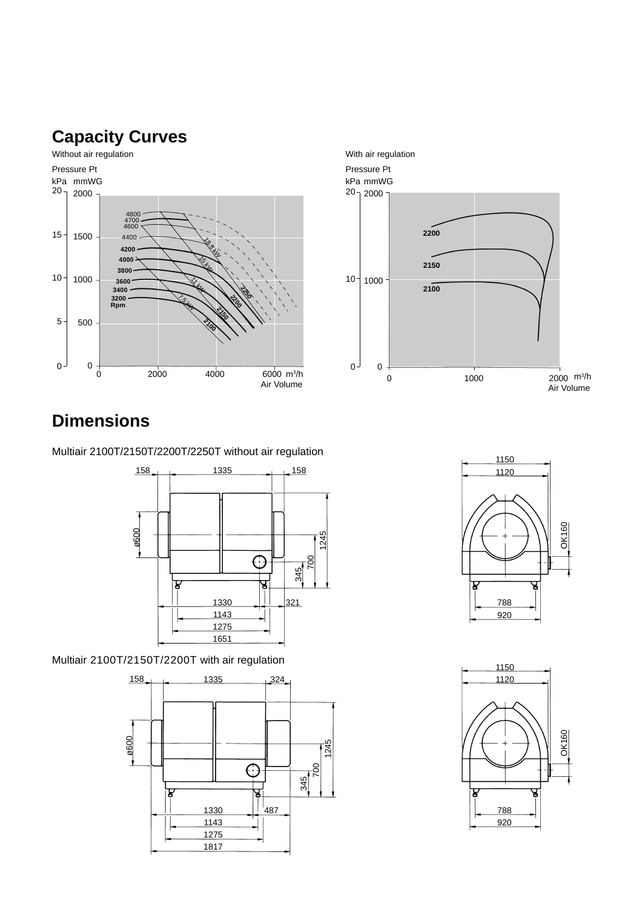## Capacity Curves

Without air regulation

Pressure Pt

kPa mmWG

20 2000

15 1500

10 1000

5 500

0 0

4800
4700
4600
4400
4200
4000
3800
3600
3400
3200
Rpm

18.5 kW
15 kW
11 kW
7.5 kW

2250
2200
2150
2100

0 2000 4000 6000 m³/h

Air Volume

With air regulation

Pressure Pt

kPa mmWG

20 2000

10 1000

0 0

2200
2150
2100

0 1000 2000 m³/h

Air Volume

## Dimensions

Multiair 2100T/2150T/2200T/2250T without air regulation

158 1335 158

ø600 1245 700 345

1330 321

1143

1275

1651

1150

1120

OK160

788

920

Multiair 2100T/2150T/2200T with air regulation

158 1335 324

ø600 1245 700 345

1330 487

1143

1275

1817

1150

1120

OK160

788

920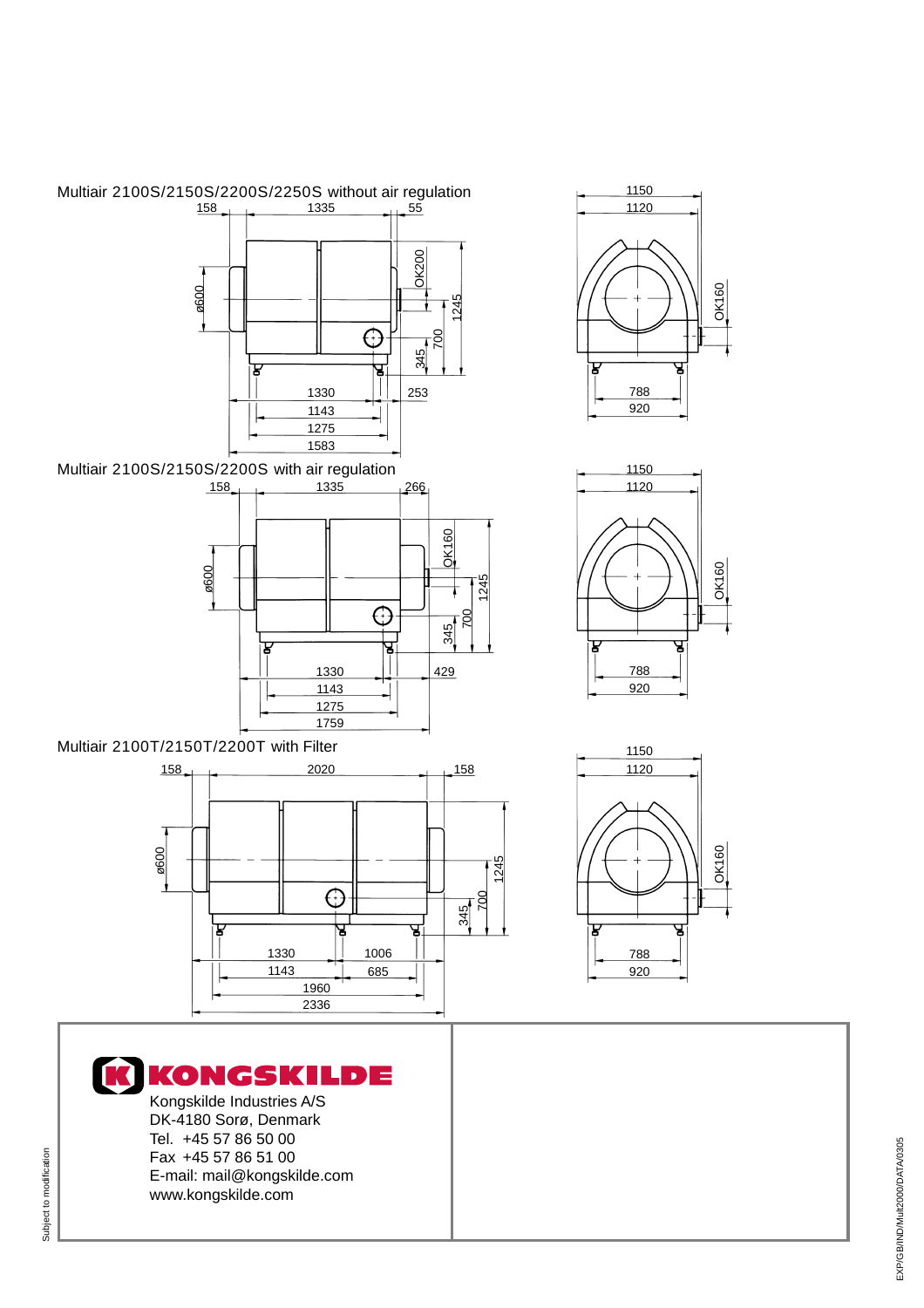## Multiair 2100S/2150S/2200S/2250S without air regulation

158
1335
55
ø600
OK200
1245
700
345
1330
253
1143
1275
1583

1150
1120
OK160
788
920

## Multiair 2100S/2150S/2200S with air regulation

158
1335
266
ø600
OK160
1245
700
345
1330
429
1143
1275
1759

1150
1120
OK160
788
920

## Multiair 2100T/2150T/2200T with Filter

158
2020
158
ø600
1245
700
345
1330
1006
1143
685
1960
2336

1150
1120
OK160
788
920

**KONGSKILDE**

Kongskilde Industries A/S
DK-4180 Sorø, Denmark
Tel. +45 57 86 50 00
Fax +45 57 86 51 00
E-mail: mail@kongskilde.com
www.kongskilde.com

Subject to modification

EXP/GB/IND/Mult2000/DATA/0305